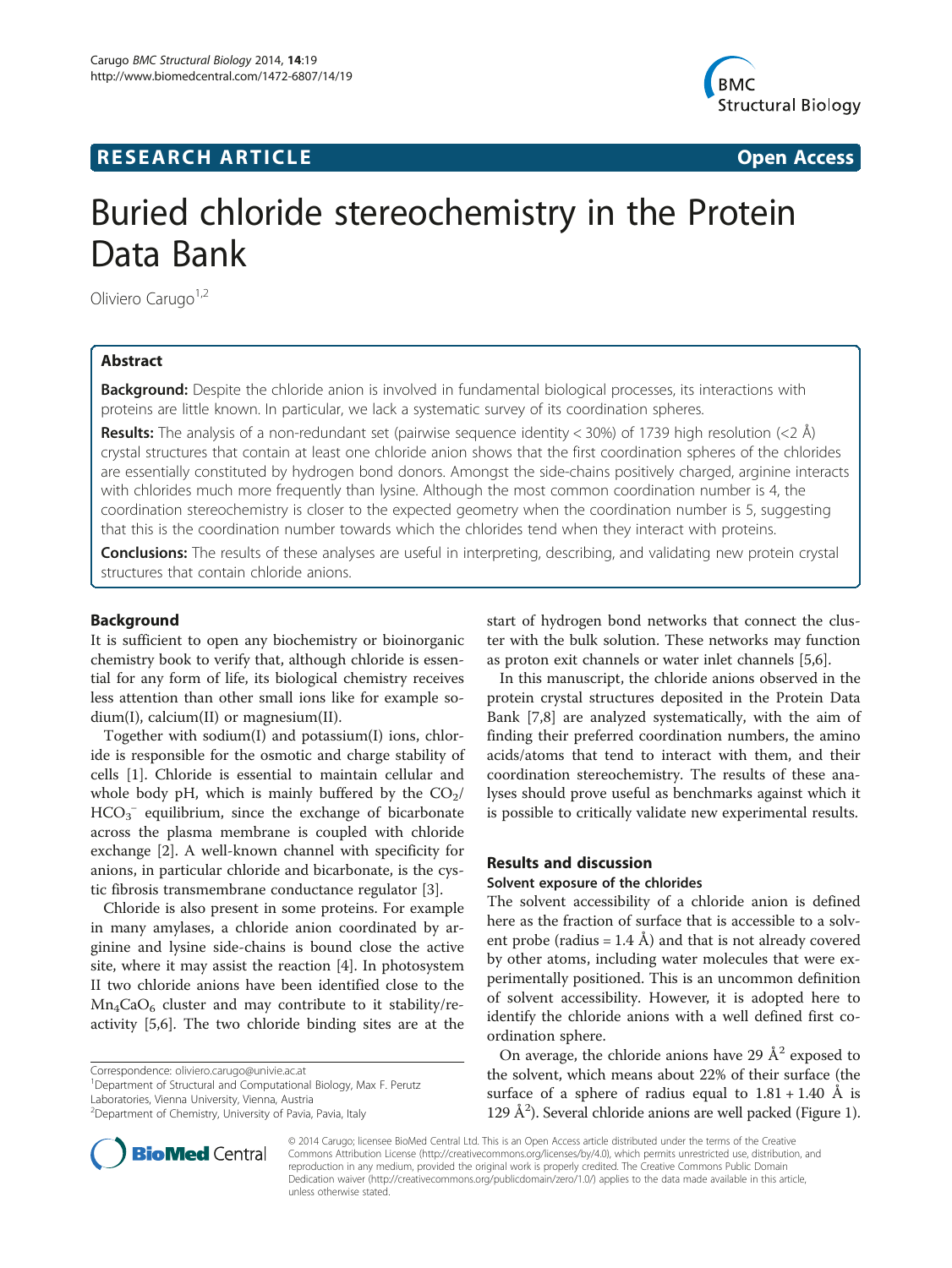RESEARCH ARTICLE Open Access

# Buried chloride stereochemistry in the Protein Data Bank

Oliviero Carugo[1,2]

## Abstract

**Background:** Despite the chloride anion is involved in fundamental biological processes, its interactions with proteins are little known. In particular, we lack a systematic survey of its coordination spheres.

**Results:** The analysis of a non-redundant set (pairwise sequence identity < 30%) of 1739 high resolution (<2 Å) crystal structures that contain at least one chloride anion shows that the first coordination spheres of the chlorides are essentially constituted by hydrogen bond donors. Amongst the side-chains positively charged, arginine interacts with chlorides much more frequently than lysine. Although the most common coordination number is 4, the coordination stereochemistry is closer to the expected geometry when the coordination number is 5, suggesting that this is the coordination number towards which the chlorides tend when they interact with proteins.

**Conclusions:** The results of these analyses are useful in interpreting, describing, and validating new protein crystal structures that contain chloride anions.

## Background

It is sufficient to open any biochemistry or bioinorganic chemistry book to verify that, although chloride is essential for any form of life, its biological chemistry receives less attention than other small ions like for example sodium(I), calcium(II) or magnesium(II).

Together with sodium(I) and potassium(I) ions, chloride is responsible for the osmotic and charge stability of cells [1]. Chloride is essential to maintain cellular and whole body pH, which is mainly buffered by the $CO_2$/$HCO_3^-$ equilibrium, since the exchange of bicarbonate across the plasma membrane is coupled with chloride exchange [2]. A well-known channel with specificity for anions, in particular chloride and bicarbonate, is the cystic fibrosis transmembrane conductance regulator [3].

Chloride is also present in some proteins. For example in many amylases, a chloride anion coordinated by arginine and lysine side-chains is bound close the active site, where it may assist the reaction [4]. In photosystem II two chloride anions have been identified close to the $Mn_4CaO_6$ cluster and may contribute to it stability/reactivity [5,6]. The two chloride binding sites are at the start of hydrogen bond networks that connect the cluster with the bulk solution. These networks may function as proton exit channels or water inlet channels [5,6].

In this manuscript, the chloride anions observed in the protein crystal structures deposited in the Protein Data Bank [7,8] are analyzed systematically, with the aim of finding their preferred coordination numbers, the amino acids/atoms that tend to interact with them, and their coordination stereochemistry. The results of these analyses should prove useful as benchmarks against which it is possible to critically validate new experimental results.

## Results and discussion

### Solvent exposure of the chlorides

The solvent accessibility of a chloride anion is defined here as the fraction of surface that is accessible to a solvent probe (radius = 1.4 Å) and that is not already covered by other atoms, including water molecules that were experimentally positioned. This is an uncommon definition of solvent accessibility. However, it is adopted here to identify the chloride anions with a well defined first coordination sphere.

On average, the chloride anions have 29 $Å^2$ exposed to the solvent, which means about 22% of their surface (the surface of a sphere of radius equal to 1.81 + 1.40 Å is 129 $Å^2$). Several chloride anions are well packed (Figure 1).

Correspondence: oliviero.carugo@univie.ac.at
[1]Department of Structural and Computational Biology, Max F. Perutz Laboratories, Vienna University, Vienna, Austria
[2]Department of Chemistry, University of Pavia, Pavia, Italy

© 2014 Carugo; licensee BioMed Central Ltd. This is an Open Access article distributed under the terms of the Creative Commons Attribution License (http://creativecommons.org/licenses/by/4.0), which permits unrestricted use, distribution, and reproduction in any medium, provided the original work is properly credited. The Creative Commons Public Domain Dedication waiver (http://creativecommons.org/publicdomain/zero/1.0/) applies to the data made available in this article, unless otherwise stated.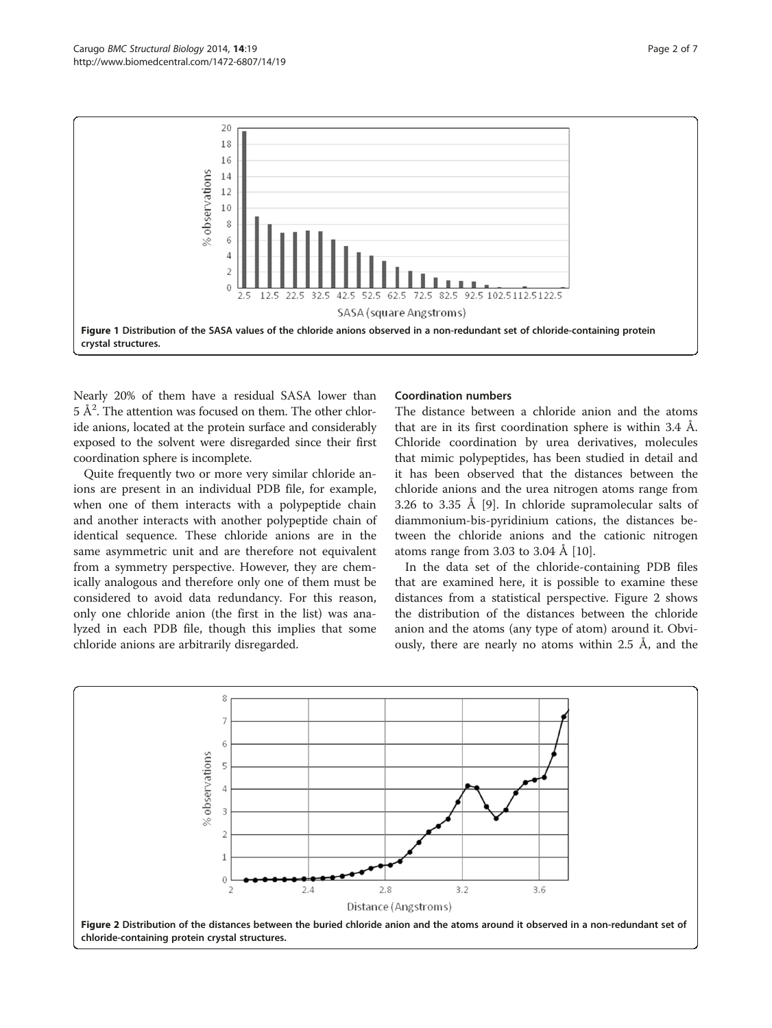Figure 1 Distribution of the SASA values of the chloride anions observed in a non-redundant set of chloride-containing protein crystal structures.

Nearly 20% of them have a residual SASA lower than 5 Å$^2$. The attention was focused on them. The other chloride anions, located at the protein surface and considerably exposed to the solvent were disregarded since their first coordination sphere is incomplete.

Quite frequently two or more very similar chloride anions are present in an individual PDB file, for example, when one of them interacts with a polypeptide chain and another interacts with another polypeptide chain of identical sequence. These chloride anions are in the same asymmetric unit and are therefore not equivalent from a symmetry perspective. However, they are chemically analogous and therefore only one of them must be considered to avoid data redundancy. For this reason, only one chloride anion (the first in the list) was analyzed in each PDB file, though this implies that some chloride anions are arbitrarily disregarded.

### Coordination numbers

The distance between a chloride anion and the atoms that are in its first coordination sphere is within 3.4 Å. Chloride coordination by urea derivatives, molecules that mimic polypeptides, has been studied in detail and it has been observed that the distances between the chloride anions and the urea nitrogen atoms range from 3.26 to 3.35 Å [9]. In chloride supramolecular salts of diammonium-bis-pyridinium cations, the distances between the chloride anions and the cationic nitrogen atoms range from 3.03 to 3.04 Å [10].

In the data set of the chloride-containing PDB files that are examined here, it is possible to examine these distances from a statistical perspective. Figure 2 shows the distribution of the distances between the chloride anion and the atoms (any type of atom) around it. Obviously, there are nearly no atoms within 2.5 Å, and the

Figure 2 Distribution of the distances between the buried chloride anion and the atoms around it observed in a non-redundant set of chloride-containing protein crystal structures.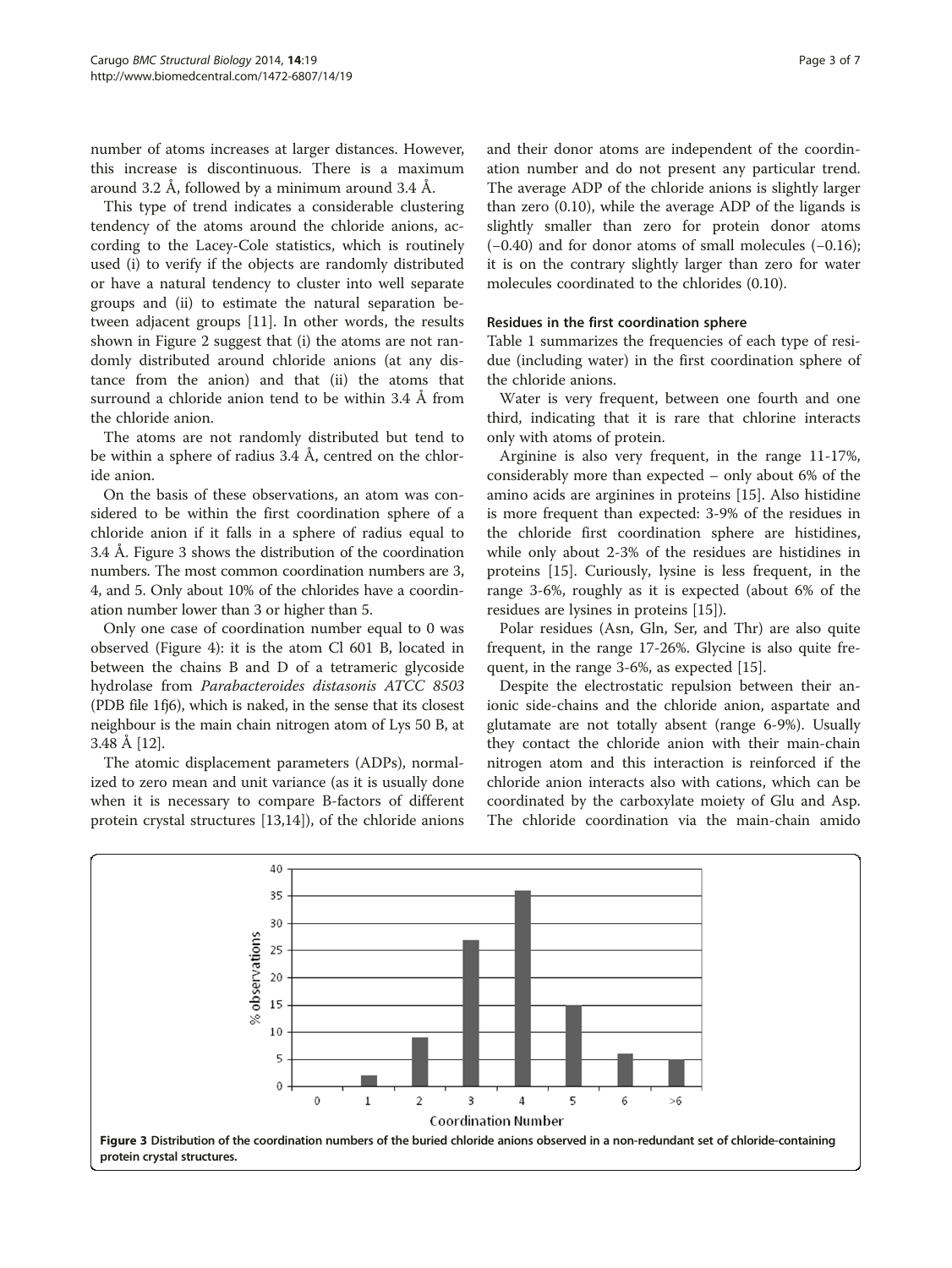number of atoms increases at larger distances. However, this increase is discontinuous. There is a maximum around 3.2 Å, followed by a minimum around 3.4 Å.

This type of trend indicates a considerable clustering tendency of the atoms around the chloride anions, according to the Lacey-Cole statistics, which is routinely used (i) to verify if the objects are randomly distributed or have a natural tendency to cluster into well separate groups and (ii) to estimate the natural separation between adjacent groups [11]. In other words, the results shown in Figure 2 suggest that (i) the atoms are not randomly distributed around chloride anions (at any distance from the anion) and that (ii) the atoms that surround a chloride anion tend to be within 3.4 Å from the chloride anion.

The atoms are not randomly distributed but tend to be within a sphere of radius 3.4 Å, centred on the chloride anion.

On the basis of these observations, an atom was considered to be within the first coordination sphere of a chloride anion if it falls in a sphere of radius equal to 3.4 Å. Figure 3 shows the distribution of the coordination numbers. The most common coordination numbers are 3, 4, and 5. Only about 10% of the chlorides have a coordination number lower than 3 or higher than 5.

Only one case of coordination number equal to 0 was observed (Figure 4): it is the atom Cl 601 B, located in between the chains B and D of a tetrameric glycoside hydrolase from *Parabacteroides distasonis ATCC 8503* (PDB file 1fj6), which is naked, in the sense that its closest neighbour is the main chain nitrogen atom of Lys 50 B, at 3.48 Å [12].

The atomic displacement parameters (ADPs), normalized to zero mean and unit variance (as it is usually done when it is necessary to compare B-factors of different protein crystal structures [13,14]), of the chloride anions and their donor atoms are independent of the coordination number and do not present any particular trend. The average ADP of the chloride anions is slightly larger than zero (0.10), while the average ADP of the ligands is slightly smaller than zero for protein donor atoms (−0.40) and for donor atoms of small molecules (−0.16); it is on the contrary slightly larger than zero for water molecules coordinated to the chlorides (0.10).

### Residues in the first coordination sphere

Table 1 summarizes the frequencies of each type of residue (including water) in the first coordination sphere of the chloride anions.

Water is very frequent, between one fourth and one third, indicating that it is rare that chlorine interacts only with atoms of protein.

Arginine is also very frequent, in the range 11-17%, considerably more than expected – only about 6% of the amino acids are arginines in proteins [15]. Also histidine is more frequent than expected: 3-9% of the residues in the chloride first coordination sphere are histidines, while only about 2-3% of the residues are histidines in proteins [15]. Curiously, lysine is less frequent, in the range 3-6%, roughly as it is expected (about 6% of the residues are lysines in proteins [15]).

Polar residues (Asn, Gln, Ser, and Thr) are also quite frequent, in the range 17-26%. Glycine is also quite frequent, in the range 3-6%, as expected [15].

Despite the electrostatic repulsion between their anionic side-chains and the chloride anion, aspartate and glutamate are not totally absent (range 6-9%). Usually they contact the chloride anion with their main-chain nitrogen atom and this interaction is reinforced if the chloride anion interacts also with cations, which can be coordinated by the carboxylate moiety of Glu and Asp. The chloride coordination via the main-chain amido

**Figure 3** Distribution of the coordination numbers of the buried chloride anions observed in a non-redundant set of chloride-containing protein crystal structures.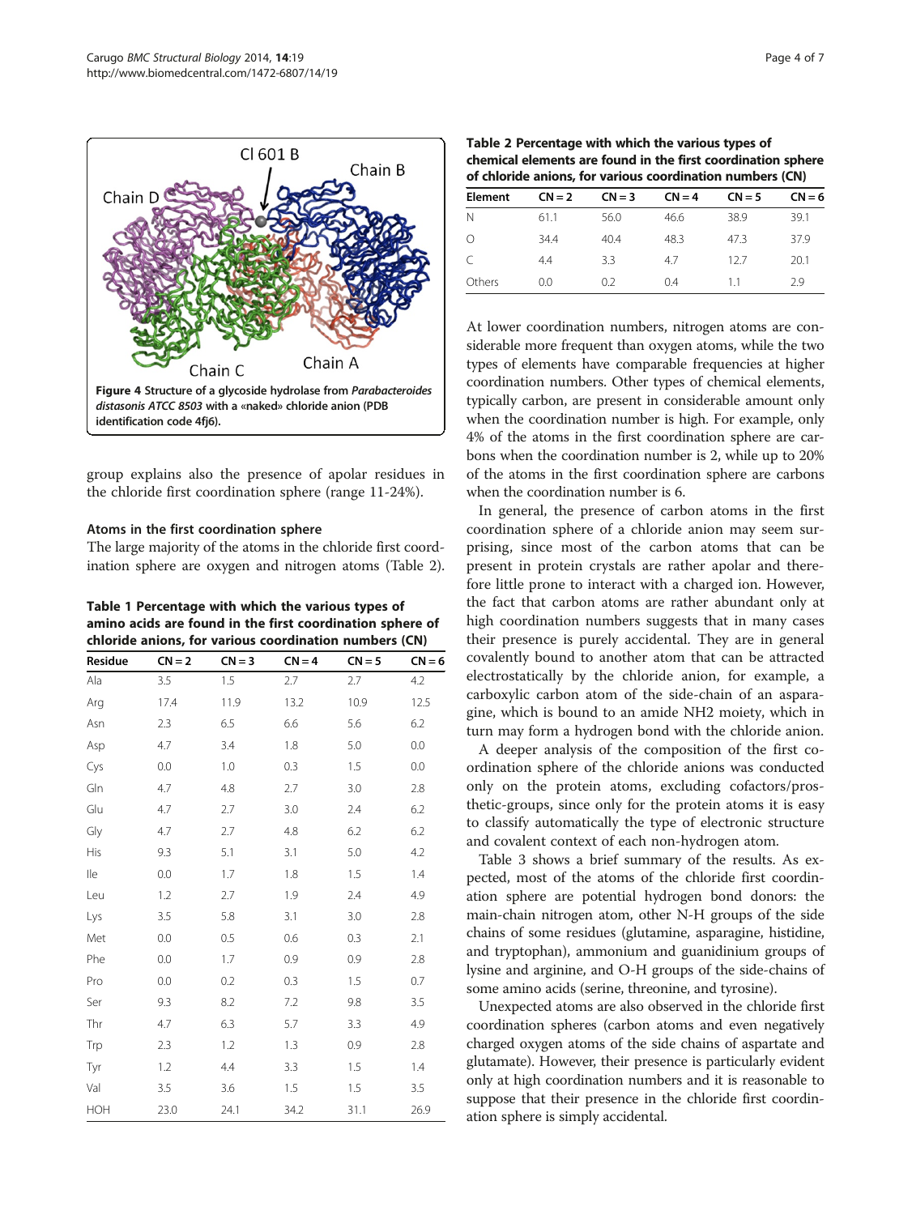Figure 4 Structure of a glycoside hydrolase from *Parabacteroides distasonis ATCC 8503* with a «naked» chloride anion (PDB identification code 4fj6).

group explains also the presence of apolar residues in the chloride first coordination sphere (range 11-24%).

### Atoms in the first coordination sphere

The large majority of the atoms in the chloride first coordination sphere are oxygen and nitrogen atoms (Table 2).

**Table 1 Percentage with which the various types of amino acids are found in the first coordination sphere of chloride anions, for various coordination numbers (CN)**

| Residue | CN = 2 | CN = 3 | CN = 4 | CN = 5 | CN = 6 |
|---|---|---|---|---|---|
| Ala | 3.5 | 1.5 | 2.7 | 2.7 | 4.2 |
| Arg | 17.4 | 11.9 | 13.2 | 10.9 | 12.5 |
| Asn | 2.3 | 6.5 | 6.6 | 5.6 | 6.2 |
| Asp | 4.7 | 3.4 | 1.8 | 5.0 | 0.0 |
| Cys | 0.0 | 1.0 | 0.3 | 1.5 | 0.0 |
| Gln | 4.7 | 4.8 | 2.7 | 3.0 | 2.8 |
| Glu | 4.7 | 2.7 | 3.0 | 2.4 | 6.2 |
| Gly | 4.7 | 2.7 | 4.8 | 6.2 | 6.2 |
| His | 9.3 | 5.1 | 3.1 | 5.0 | 4.2 |
| Ile | 0.0 | 1.7 | 1.8 | 1.5 | 1.4 |
| Leu | 1.2 | 2.7 | 1.9 | 2.4 | 4.9 |
| Lys | 3.5 | 5.8 | 3.1 | 3.0 | 2.8 |
| Met | 0.0 | 0.5 | 0.6 | 0.3 | 2.1 |
| Phe | 0.0 | 1.7 | 0.9 | 0.9 | 2.8 |
| Pro | 0.0 | 0.2 | 0.3 | 1.5 | 0.7 |
| Ser | 9.3 | 8.2 | 7.2 | 9.8 | 3.5 |
| Thr | 4.7 | 6.3 | 5.7 | 3.3 | 4.9 |
| Trp | 2.3 | 1.2 | 1.3 | 0.9 | 2.8 |
| Tyr | 1.2 | 4.4 | 3.3 | 1.5 | 1.4 |
| Val | 3.5 | 3.6 | 1.5 | 1.5 | 3.5 |
| HOH | 23.0 | 24.1 | 34.2 | 31.1 | 26.9 |

**Table 2 Percentage with which the various types of chemical elements are found in the first coordination sphere of chloride anions, for various coordination numbers (CN)**

| Element | CN = 2 | CN = 3 | CN = 4 | CN = 5 | CN = 6 |
|---|---|---|---|---|---|
| N | 61.1 | 56.0 | 46.6 | 38.9 | 39.1 |
| O | 34.4 | 40.4 | 48.3 | 47.3 | 37.9 |
| C | 4.4 | 3.3 | 4.7 | 12.7 | 20.1 |
| Others | 0.0 | 0.2 | 0.4 | 1.1 | 2.9 |

At lower coordination numbers, nitrogen atoms are considerable more frequent than oxygen atoms, while the two types of elements have comparable frequencies at higher coordination numbers. Other types of chemical elements, typically carbon, are present in considerable amount only when the coordination number is high. For example, only 4% of the atoms in the first coordination sphere are carbons when the coordination number is 2, while up to 20% of the atoms in the first coordination sphere are carbons when the coordination number is 6.

In general, the presence of carbon atoms in the first coordination sphere of a chloride anion may seem surprising, since most of the carbon atoms that can be present in protein crystals are rather apolar and therefore little prone to interact with a charged ion. However, the fact that carbon atoms are rather abundant only at high coordination numbers suggests that in many cases their presence is purely accidental. They are in general covalently bound to another atom that can be attracted electrostatically by the chloride anion, for example, a carboxylic carbon atom of the side-chain of an asparagine, which is bound to an amide NH2 moiety, which in turn may form a hydrogen bond with the chloride anion.

A deeper analysis of the composition of the first coordination sphere of the chloride anions was conducted only on the protein atoms, excluding cofactors/prosthetic-groups, since only for the protein atoms it is easy to classify automatically the type of electronic structure and covalent context of each non-hydrogen atom.

Table 3 shows a brief summary of the results. As expected, most of the atoms of the chloride first coordination sphere are potential hydrogen bond donors: the main-chain nitrogen atom, other N-H groups of the side chains of some residues (glutamine, asparagine, histidine, and tryptophan), ammonium and guanidinium groups of lysine and arginine, and O-H groups of the side-chains of some amino acids (serine, threonine, and tyrosine).

Unexpected atoms are also observed in the chloride first coordination spheres (carbon atoms and even negatively charged oxygen atoms of the side chains of aspartate and glutamate). However, their presence is particularly evident only at high coordination numbers and it is reasonable to suppose that their presence in the chloride first coordination sphere is simply accidental.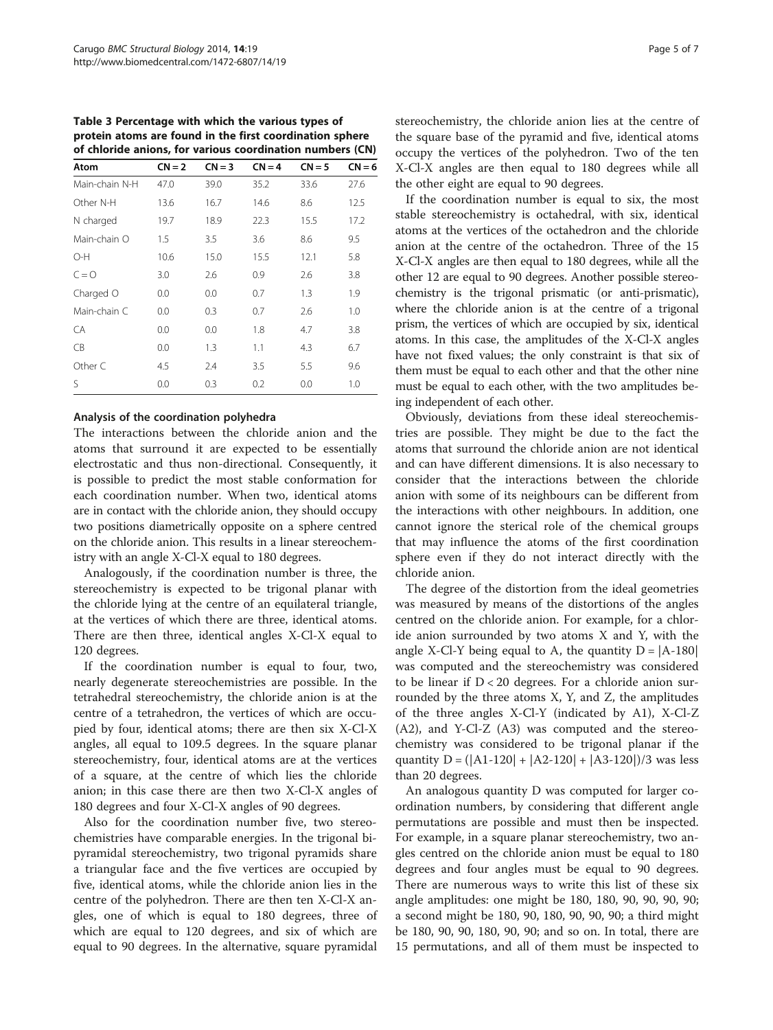**Table 3 Percentage with which the various types of protein atoms are found in the first coordination sphere of chloride anions, for various coordination numbers (CN)**

| Atom | CN = 2 | CN = 3 | CN = 4 | CN = 5 | CN = 6 |
|---|---|---|---|---|---|
| Main-chain N-H | 47.0 | 39.0 | 35.2 | 33.6 | 27.6 |
| Other N-H | 13.6 | 16.7 | 14.6 | 8.6 | 12.5 |
| N charged | 19.7 | 18.9 | 22.3 | 15.5 | 17.2 |
| Main-chain O | 1.5 | 3.5 | 3.6 | 8.6 | 9.5 |
| O-H | 10.6 | 15.0 | 15.5 | 12.1 | 5.8 |
| C = O | 3.0 | 2.6 | 0.9 | 2.6 | 3.8 |
| Charged O | 0.0 | 0.0 | 0.7 | 1.3 | 1.9 |
| Main-chain C | 0.0 | 0.3 | 0.7 | 2.6 | 1.0 |
| CA | 0.0 | 0.0 | 1.8 | 4.7 | 3.8 |
| CB | 0.0 | 1.3 | 1.1 | 4.3 | 6.7 |
| Other C | 4.5 | 2.4 | 3.5 | 5.5 | 9.6 |
| S | 0.0 | 0.3 | 0.2 | 0.0 | 1.0 |

### Analysis of the coordination polyhedra

The interactions between the chloride anion and the atoms that surround it are expected to be essentially electrostatic and thus non-directional. Consequently, it is possible to predict the most stable conformation for each coordination number. When two, identical atoms are in contact with the chloride anion, they should occupy two positions diametrically opposite on a sphere centred on the chloride anion. This results in a linear stereochemistry with an angle X-Cl-X equal to 180 degrees.

Analogously, if the coordination number is three, the stereochemistry is expected to be trigonal planar with the chloride lying at the centre of an equilateral triangle, at the vertices of which there are three, identical atoms. There are then three, identical angles X-Cl-X equal to 120 degrees.

If the coordination number is equal to four, two, nearly degenerate stereochemistries are possible. In the tetrahedral stereochemistry, the chloride anion is at the centre of a tetrahedron, the vertices of which are occupied by four, identical atoms; there are then six X-Cl-X angles, all equal to 109.5 degrees. In the square planar stereochemistry, four, identical atoms are at the vertices of a square, at the centre of which lies the chloride anion; in this case there are then two X-Cl-X angles of 180 degrees and four X-Cl-X angles of 90 degrees.

Also for the coordination number five, two stereochemistries have comparable energies. In the trigonal bipyramidal stereochemistry, two trigonal pyramids share a triangular face and the five vertices are occupied by five, identical atoms, while the chloride anion lies in the centre of the polyhedron. There are then ten X-Cl-X angles, one of which is equal to 180 degrees, three of which are equal to 120 degrees, and six of which are equal to 90 degrees. In the alternative, square pyramidal stereochemistry, the chloride anion lies at the centre of the square base of the pyramid and five, identical atoms occupy the vertices of the polyhedron. Two of the ten X-Cl-X angles are then equal to 180 degrees while all the other eight are equal to 90 degrees.

If the coordination number is equal to six, the most stable stereochemistry is octahedral, with six, identical atoms at the vertices of the octahedron and the chloride anion at the centre of the octahedron. Three of the 15 X-Cl-X angles are then equal to 180 degrees, while all the other 12 are equal to 90 degrees. Another possible stereochemistry is the trigonal prismatic (or anti-prismatic), where the chloride anion is at the centre of a trigonal prism, the vertices of which are occupied by six, identical atoms. In this case, the amplitudes of the X-Cl-X angles have not fixed values; the only constraint is that six of them must be equal to each other and that the other nine must be equal to each other, with the two amplitudes being independent of each other.

Obviously, deviations from these ideal stereochemistries are possible. They might be due to the fact the atoms that surround the chloride anion are not identical and can have different dimensions. It is also necessary to consider that the interactions between the chloride anion with some of its neighbours can be different from the interactions with other neighbours. In addition, one cannot ignore the sterical role of the chemical groups that may influence the atoms of the first coordination sphere even if they do not interact directly with the chloride anion.

The degree of the distortion from the ideal geometries was measured by means of the distortions of the angles centred on the chloride anion. For example, for a chloride anion surrounded by two atoms X and Y, with the angle X-Cl-Y being equal to A, the quantity $D = |A-180|$ was computed and the stereochemistry was considered to be linear if $D < 20$ degrees. For a chloride anion surrounded by the three atoms X, Y, and Z, the amplitudes of the three angles X-Cl-Y (indicated by A1), X-Cl-Z (A2), and Y-Cl-Z (A3) was computed and the stereochemistry was considered to be trigonal planar if the quantity $D = (|A1-120| + |A2-120| + |A3-120|)/3$ was less than 20 degrees.

An analogous quantity D was computed for larger coordination numbers, by considering that different angle permutations are possible and must then be inspected. For example, in a square planar stereochemistry, two angles centred on the chloride anion must be equal to 180 degrees and four angles must be equal to 90 degrees. There are numerous ways to write this list of these six angle amplitudes: one might be 180, 180, 90, 90, 90, 90; a second might be 180, 90, 180, 90, 90, 90; a third might be 180, 90, 90, 180, 90, 90; and so on. In total, there are 15 permutations, and all of them must be inspected to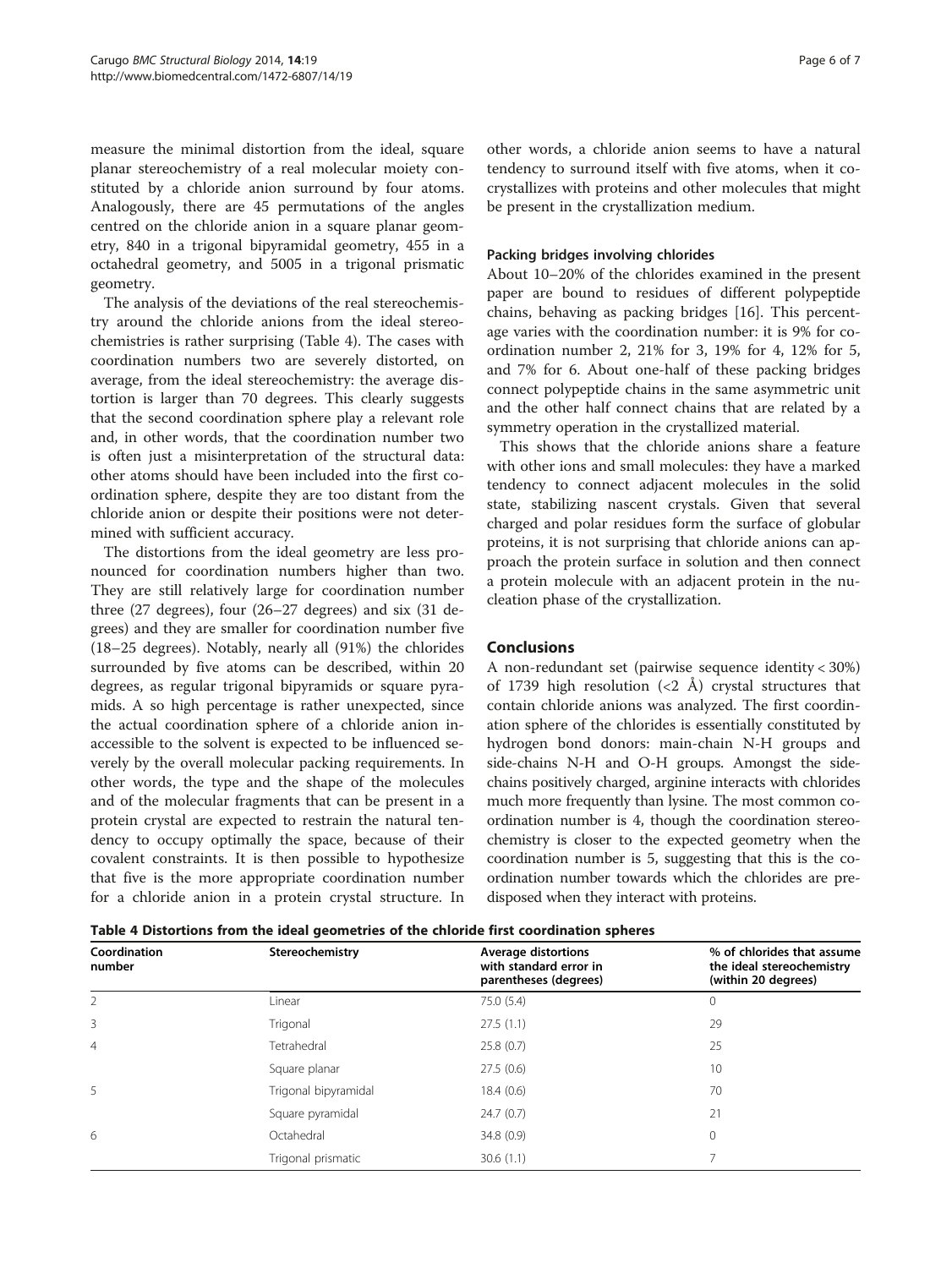measure the minimal distortion from the ideal, square planar stereochemistry of a real molecular moiety constituted by a chloride anion surround by four atoms. Analogously, there are 45 permutations of the angles centred on the chloride anion in a square planar geometry, 840 in a trigonal bipyramidal geometry, 455 in a octahedral geometry, and 5005 in a trigonal prismatic geometry.

The analysis of the deviations of the real stereochemistry around the chloride anions from the ideal stereochemistries is rather surprising (Table 4). The cases with coordination numbers two are severely distorted, on average, from the ideal stereochemistry: the average distortion is larger than 70 degrees. This clearly suggests that the second coordination sphere play a relevant role and, in other words, that the coordination number two is often just a misinterpretation of the structural data: other atoms should have been included into the first coordination sphere, despite they are too distant from the chloride anion or despite their positions were not determined with sufficient accuracy.

The distortions from the ideal geometry are less pronounced for coordination numbers higher than two. They are still relatively large for coordination number three (27 degrees), four (26–27 degrees) and six (31 degrees) and they are smaller for coordination number five (18–25 degrees). Notably, nearly all (91%) the chlorides surrounded by five atoms can be described, within 20 degrees, as regular trigonal bipyramids or square pyramids. A so high percentage is rather unexpected, since the actual coordination sphere of a chloride anion inaccessible to the solvent is expected to be influenced severely by the overall molecular packing requirements. In other words, the type and the shape of the molecules and of the molecular fragments that can be present in a protein crystal are expected to restrain the natural tendency to occupy optimally the space, because of their covalent constraints. It is then possible to hypothesize that five is the more appropriate coordination number for a chloride anion in a protein crystal structure. In other words, a chloride anion seems to have a natural tendency to surround itself with five atoms, when it co-crystallizes with proteins and other molecules that might be present in the crystallization medium.

### Packing bridges involving chlorides

About 10–20% of the chlorides examined in the present paper are bound to residues of different polypeptide chains, behaving as packing bridges [16]. This percentage varies with the coordination number: it is 9% for coordination number 2, 21% for 3, 19% for 4, 12% for 5, and 7% for 6. About one-half of these packing bridges connect polypeptide chains in the same asymmetric unit and the other half connect chains that are related by a symmetry operation in the crystallized material.

This shows that the chloride anions share a feature with other ions and small molecules: they have a marked tendency to connect adjacent molecules in the solid state, stabilizing nascent crystals. Given that several charged and polar residues form the surface of globular proteins, it is not surprising that chloride anions can approach the protein surface in solution and then connect a protein molecule with an adjacent protein in the nucleation phase of the crystallization.

## Conclusions

A non-redundant set (pairwise sequence identity < 30%) of 1739 high resolution (<2 Å) crystal structures that contain chloride anions was analyzed. The first coordination sphere of the chlorides is essentially constituted by hydrogen bond donors: main-chain N-H groups and side-chains N-H and O-H groups. Amongst the side-chains positively charged, arginine interacts with chlorides much more frequently than lysine. The most common coordination number is 4, though the coordination stereochemistry is closer to the expected geometry when the coordination number is 5, suggesting that this is the coordination number towards which the chlorides are predisposed when they interact with proteins.

**Table 4 Distortions from the ideal geometries of the chloride first coordination spheres**

| Coordination number | Stereochemistry | Average distortions with standard error in parentheses (degrees) | % of chlorides that assume the ideal stereochemistry (within 20 degrees) |
|---|---|---|---|
| 2 | Linear | 75.0 (5.4) | 0 |
| 3 | Trigonal | 27.5 (1.1) | 29 |
| 4 | Tetrahedral | 25.8 (0.7) | 25 |
| | Square planar | 27.5 (0.6) | 10 |
| 5 | Trigonal bipyramidal | 18.4 (0.6) | 70 |
| | Square pyramidal | 24.7 (0.7) | 21 |
| 6 | Octahedral | 34.8 (0.9) | 0 |
| | Trigonal prismatic | 30.6 (1.1) | 7 |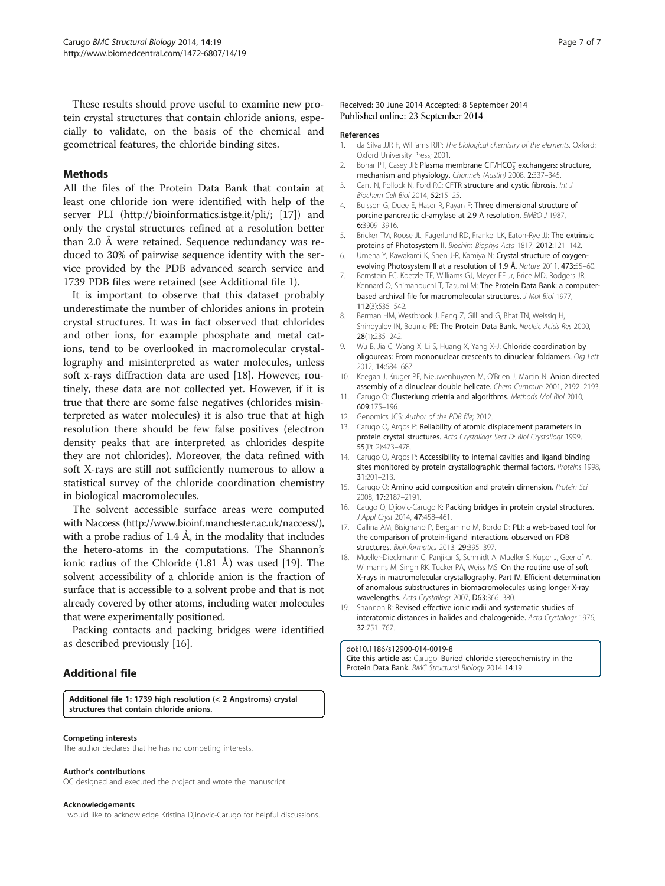These results should prove useful to examine new protein crystal structures that contain chloride anions, especially to validate, on the basis of the chemical and geometrical features, the chloride binding sites.

## Methods

All the files of the Protein Data Bank that contain at least one chloride ion were identified with help of the server PLI (http://bioinformatics.istge.it/pli/; [17]) and only the crystal structures refined at a resolution better than 2.0 Å were retained. Sequence redundancy was reduced to 30% of pairwise sequence identity with the service provided by the PDB advanced search service and 1739 PDB files were retained (see Additional file 1).

It is important to observe that this dataset probably underestimate the number of chlorides anions in protein crystal structures. It was in fact observed that chlorides and other ions, for example phosphate and metal cations, tend to be overlooked in macromolecular crystallography and misinterpreted as water molecules, unless soft x-rays diffraction data are used [18]. However, routinely, these data are not collected yet. However, if it is true that there are some false negatives (chlorides misinterpreted as water molecules) it is also true that at high resolution there should be few false positives (electron density peaks that are interpreted as chlorides despite they are not chlorides). Moreover, the data refined with soft X-rays are still not sufficiently numerous to allow a statistical survey of the chloride coordination chemistry in biological macromolecules.

The solvent accessible surface areas were computed with Naccess (http://www.bioinf.manchester.ac.uk/naccess/), with a probe radius of 1.4 Å, in the modality that includes the hetero-atoms in the computations. The Shannon's ionic radius of the Chloride (1.81 Å) was used [19]. The solvent accessibility of a chloride anion is the fraction of surface that is accessible to a solvent probe and that is not already covered by other atoms, including water molecules that were experimentally positioned.

Packing contacts and packing bridges were identified as described previously [16].

## Additional file

**Additional file 1:** 1739 high resolution (< 2 Angstroms) crystal structures that contain chloride anions.

#### Competing interests

The author declares that he has no competing interests.

#### Author's contributions

OC designed and executed the project and wrote the manuscript.

#### Acknowledgements

I would like to acknowledge Kristina Djinovic-Carugo for helpful discussions.

Received: 30 June 2014 Accepted: 8 September 2014
Published online: 23 September 2014

#### References

1. da Silva JJR F, Williams RJP: *The biological chemistry of the elements.* Oxford: Oxford University Press; 2001.
2. Bonar PT, Casey JR: **Plasma membrane $Cl^-/HCO_3^-$ exchangers: structure, mechanism and physiology.** *Channels (Austin)* 2008, **2:**337–345.
3. Cant N, Pollock N, Ford RC: **CFTR structure and cystic fibrosis.** *Int J Biochem Cell Biol* 2014, **52:**15–25.
4. Buisson G, Duee E, Haser R, Payan F: **Three dimensional structure of porcine pancreatic cl-amylase at 2.9 A resolution.** *EMBO J* 1987, **6:**3909–3916.
5. Bricker TM, Roose JL, Fagerlund RD, Frankel LK, Eaton-Rye JJ: **The extrinsic proteins of Photosystem II.** *Biochim Biophys Acta* 1817, **2012:**121–142.
6. Umena Y, Kawakami K, Shen J-R, Kamiya N: **Crystal structure of oxygen-evolving Photosystem II at a resolution of 1.9 Å.** *Nature* 2011, **473:**55–60.
7. Bernstein FC, Koetzle TF, Williams GJ, Meyer EF Jr, Brice MD, Rodgers JR, Kennard O, Shimanouchi T, Tasumi M: **The Protein Data Bank: a computer-based archival file for macromolecular structures.** *J Mol Biol* 1977, **112**(3):535–542.
8. Berman HM, Westbrook J, Feng Z, Gilliland G, Bhat TN, Weissig H, Shindyalov IN, Bourne PE: **The Protein Data Bank.** *Nucleic Acids Res* 2000, **28**(1):235–242.
9. Wu B, Jia C, Wang X, Li S, Huang X, Yang X-J: **Chloride coordination by oligoureas: From mononuclear crescents to dinuclear foldamers.** *Org Lett* 2012, **14:**684–687.
10. Keegan J, Kruger PE, Nieuwenhuyzen M, O'Brien J, Martin N: **Anion directed assembly of a dinuclear double helicate.** *Chem Cummun* 2001, 2192–2193.
11. Carugo O: **Clusteriung crietria and algorithms.** *Methods Mol Biol* 2010, **609:**175–196.
12. Genomics JCS: *Author of the PDB file*; 2012.
13. Carugo O, Argos P: **Reliability of atomic displacement parameters in protein crystal structures.** *Acta Crystallogr Sect D: Biol Crystallogr* 1999, **55**(Pt 2):473–478.
14. Carugo O, Argos P: **Accessibility to internal cavities and ligand binding sites monitored by protein crystallographic thermal factors.** *Proteins* 1998, **31:**201–213.
15. Carugo O: **Amino acid composition and protein dimension.** *Protein Sci* 2008, **17:**2187–2191.
16. Caugo O, Djiovic-Carugo K: **Packing bridges in protein crystal structures.** *J Appl Cryst* 2014, **47:**458–461.
17. Gallina AM, Bisignano P, Bergamino M, Bordo D: **PLI: a web-based tool for the comparison of protein-ligand interactions observed on PDB structures.** *Bioinformatics* 2013, **29:**395–397.
18. Mueller-Dieckmann C, Panjikar S, Schmidt A, Mueller S, Kuper J, Geerlof A, Wilmanns M, Singh RK, Tucker PA, Weiss MS: **On the routine use of soft X-rays in macromolecular crystallography. Part IV. Efficient determination of anomalous substructures in biomacromolecules using longer X-ray wavelengths.** *Acta Crystallogr* 2007, **D63:**366–380.
19. Shannon R: **Revised effective ionic radii and systematic studies of interatomic distances in halides and chalcogenide.** *Acta Crystallogr* 1976, **32:**751–767.

doi:10.1186/s12900-014-0019-8
**Cite this article as:** Carugo: Buried chloride stereochemistry in the Protein Data Bank. *BMC Structural Biology* 2014 **14**:19.